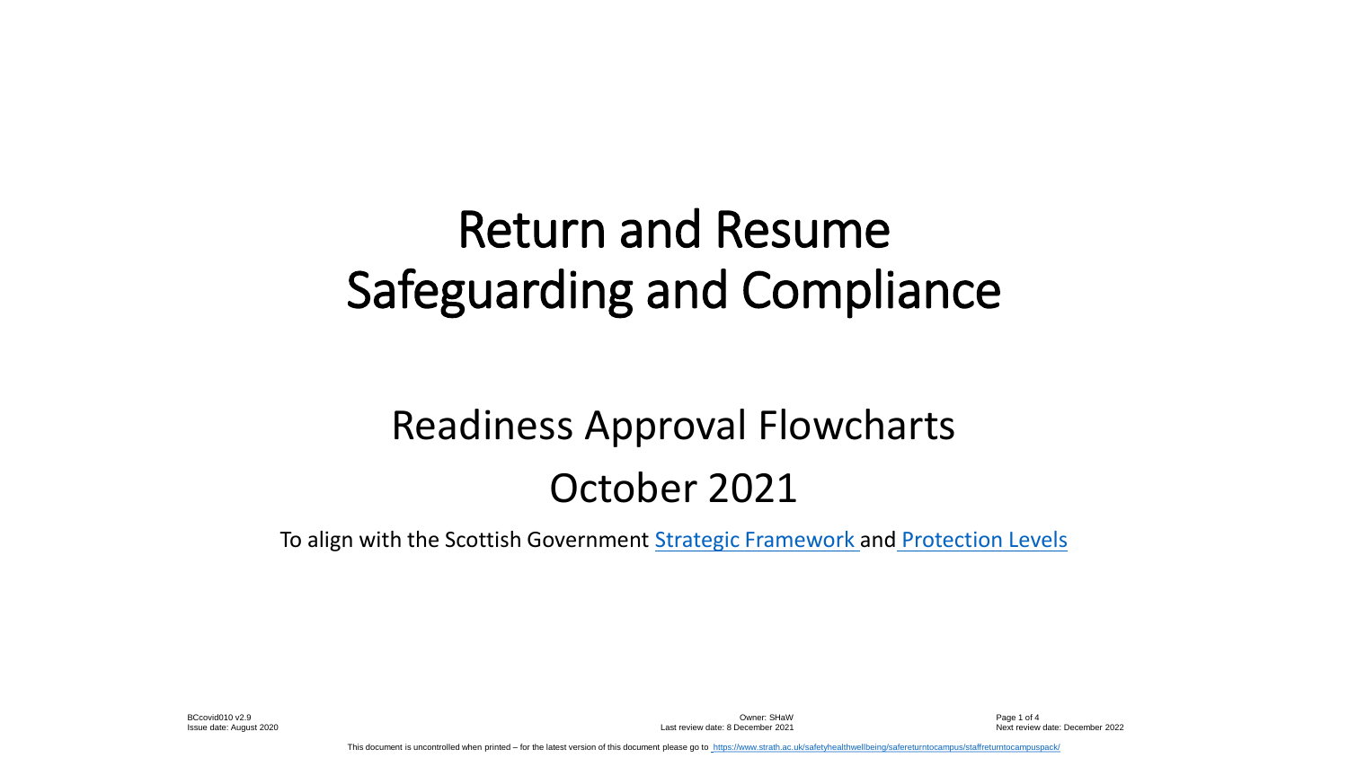# Return and Resume Safeguarding and Compliance

## Readiness Approval Flowcharts

## October 2021

To align with the Scottish Government [Strategic Framework](#) and [Protection Levels](#)

BCcovid010 v2.9
Issue date: August 2020

Owner: SHaW
Last review date: 8 December 2021

Next review date: December 2022

This document is uncontrolled when printed – for the latest version of this document please go to https://www.strath.ac.uk/safetyhealthwellbeing/safereturntocampus/staffreturntocampuspack/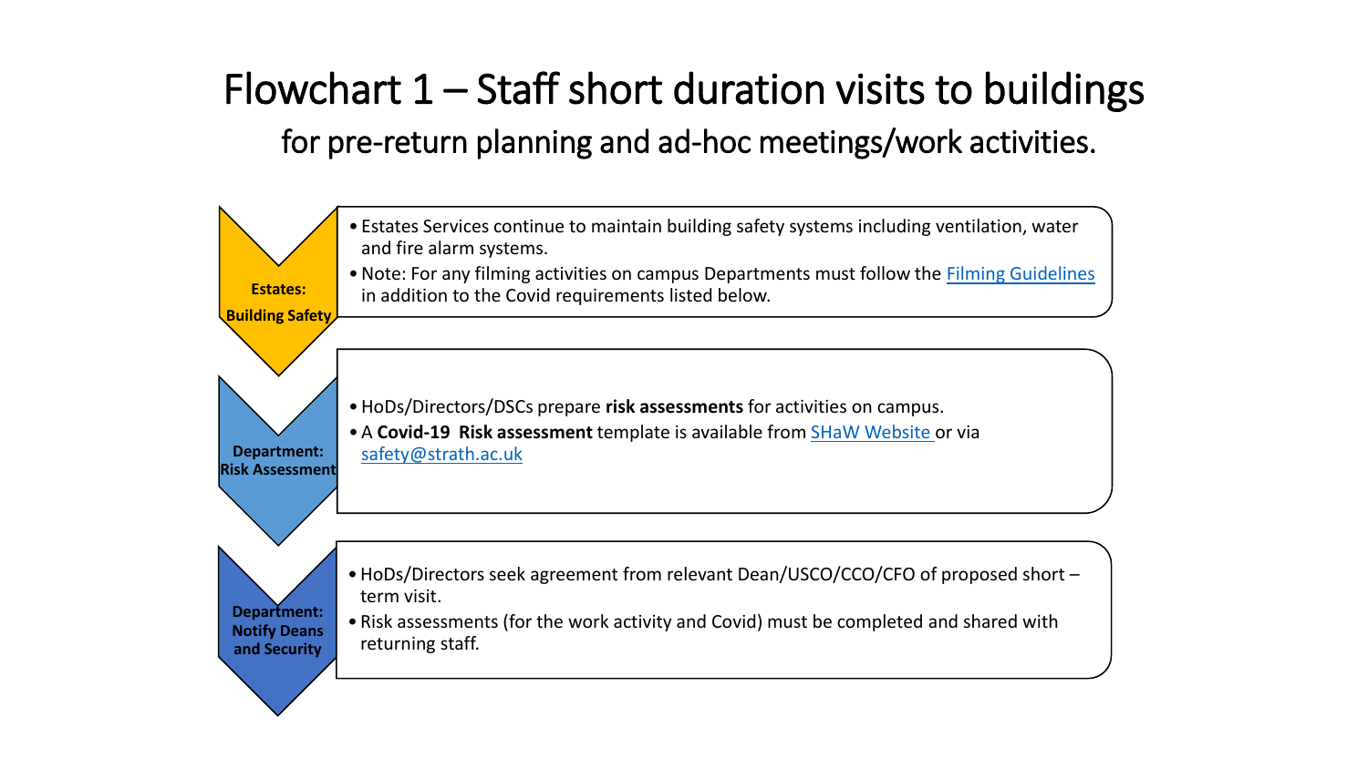# Flowchart 1 – Staff short duration visits to buildings

## for pre-return planning and ad-hoc meetings/work activities.

**Estates: Building Safety**

- Estates Services continue to maintain building safety systems including ventilation, water and fire alarm systems.
- Note: For any filming activities on campus Departments must follow the Filming Guidelines in addition to the Covid requirements listed below.

**Department: Risk Assessment**

- HoDs/Directors/DSCs prepare **risk assessments** for activities on campus.
- A **Covid-19 Risk assessment** template is available from SHaW Website or via safety@strath.ac.uk

**Department: Notify Deans and Security**

- HoDs/Directors seek agreement from relevant Dean/USCO/CCO/CFO of proposed short – term visit.
- Risk assessments (for the work activity and Covid) must be completed and shared with returning staff.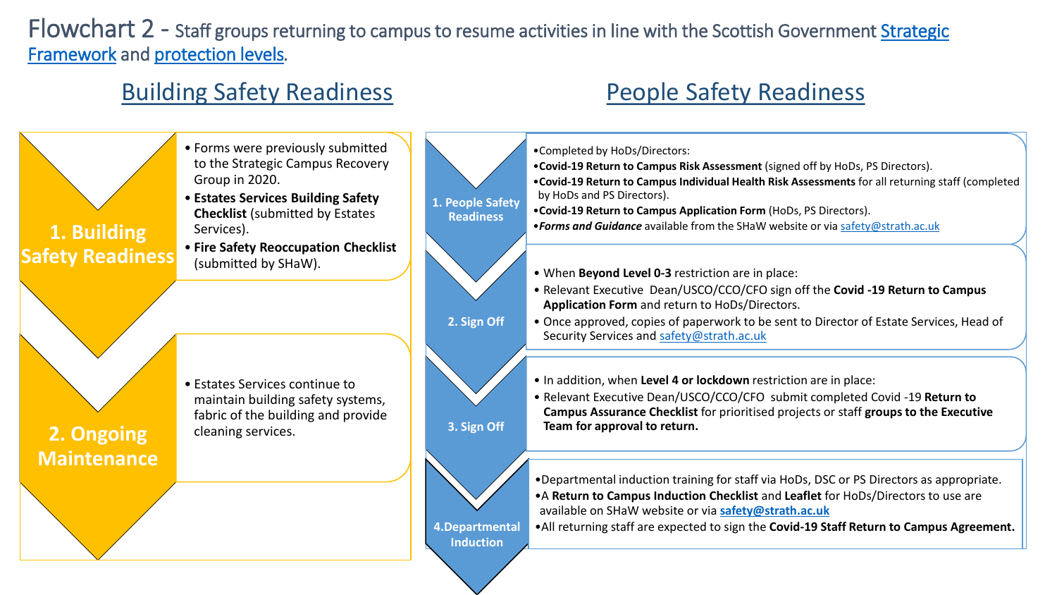# Flowchart 2 - Staff groups returning to campus to resume activities in line with the Scottish Government Strategic Framework and protection levels.

## Building Safety Readiness

### 1. Building Safety Readiness

- Forms were previously submitted to the Strategic Campus Recovery Group in 2020.
- **Estates Services Building Safety Checklist** (submitted by Estates Services).
- **Fire Safety Reoccupation Checklist** (submitted by SHaW).

### 2. Ongoing Maintenance

- Estates Services continue to maintain building safety systems, fabric of the building and provide cleaning services.

## People Safety Readiness

### 1. People Safety Readiness

- Completed by HoDs/Directors:
- **Covid-19 Return to Campus Risk Assessment** (signed off by HoDs, PS Directors).
- **Covid-19 Return to Campus Individual Health Risk Assessments** for all returning staff (completed by HoDs and PS Directors).
- **Covid-19 Return to Campus Application Form** (HoDs, PS Directors).
- ***Forms and Guidance*** available from the SHaW website or via safety@strath.ac.uk

### 2. Sign Off

- When **Beyond Level 0-3** restriction are in place:
- Relevant Executive Dean/USCO/CCO/CFO sign off the **Covid -19 Return to Campus Application Form** and return to HoDs/Directors.
- Once approved, copies of paperwork to be sent to Director of Estate Services, Head of Security Services and safety@strath.ac.uk

### 3. Sign Off

- In addition, when **Level 4 or lockdown** restriction are in place:
- Relevant Executive Dean/USCO/CCO/CFO submit completed Covid -19 **Return to Campus Assurance Checklist** for prioritised projects or staff **groups to the Executive Team for approval to return.**

### 4. Departmental Induction

- Departmental induction training for staff via HoDs, DSC or PS Directors as appropriate.
- A **Return to Campus Induction Checklist** and **Leaflet** for HoDs/Directors to use are available on SHaW website or via **safety@strath.ac.uk**
- All returning staff are expected to sign the **Covid-19 Staff Return to Campus Agreement.**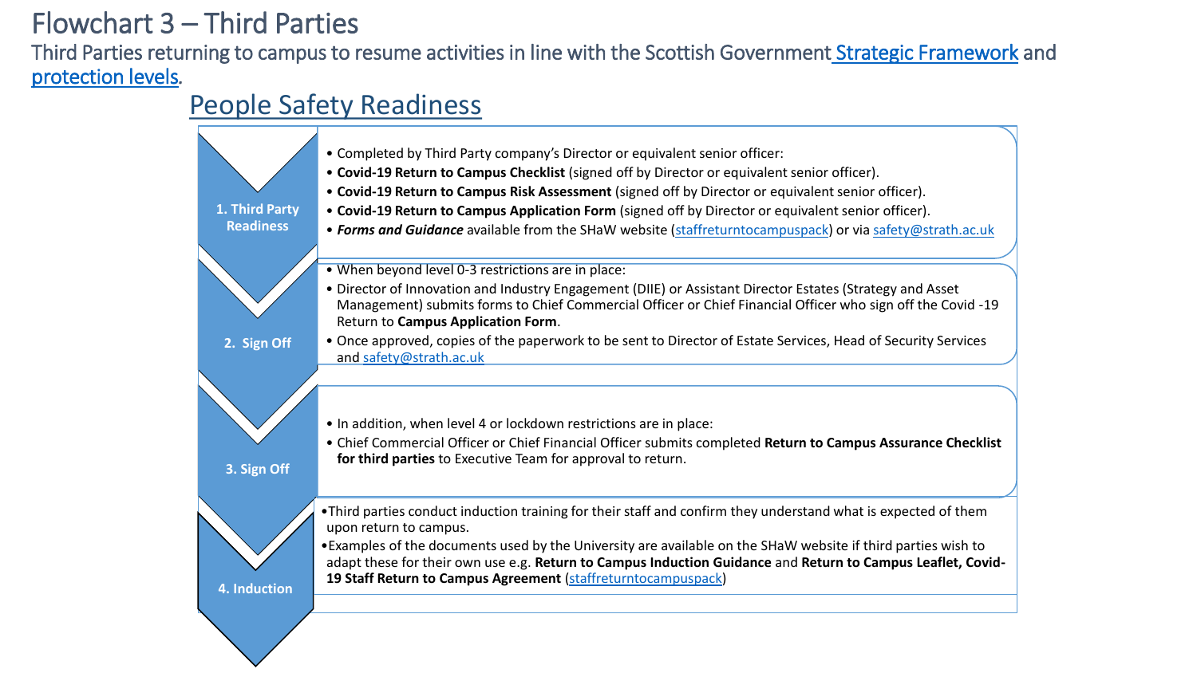# Flowchart 3 – Third Parties

Third Parties returning to campus to resume activities in line with the Scottish Government [Strategic Framework](#) and [protection levels](#).

## People Safety Readiness

### 1. Third Party Readiness

- Completed by Third Party company's Director or equivalent senior officer:
- **Covid-19 Return to Campus Checklist** (signed off by Director or equivalent senior officer).
- **Covid-19 Return to Campus Risk Assessment** (signed off by Director or equivalent senior officer).
- **Covid-19 Return to Campus Application Form** (signed off by Director or equivalent senior officer).
- ***Forms and Guidance*** available from the SHaW website (staffreturntocampuspack) or via safety@strath.ac.uk

### 2. Sign Off

- When beyond level 0-3 restrictions are in place:
- Director of Innovation and Industry Engagement (DIIE) or Assistant Director Estates (Strategy and Asset Management) submits forms to Chief Commercial Officer or Chief Financial Officer who sign off the Covid -19 Return to **Campus Application Form**.
- Once approved, copies of the paperwork to be sent to Director of Estate Services, Head of Security Services and safety@strath.ac.uk

### 3. Sign Off

- In addition, when level 4 or lockdown restrictions are in place:
- Chief Commercial Officer or Chief Financial Officer submits completed **Return to Campus Assurance Checklist for third parties** to Executive Team for approval to return.

### 4. Induction

- Third parties conduct induction training for their staff and confirm they understand what is expected of them upon return to campus.
- Examples of the documents used by the University are available on the SHaW website if third parties wish to adapt these for their own use e.g. **Return to Campus Induction Guidance** and **Return to Campus Leaflet, Covid-19 Staff Return to Campus Agreement** (staffreturntocampuspack)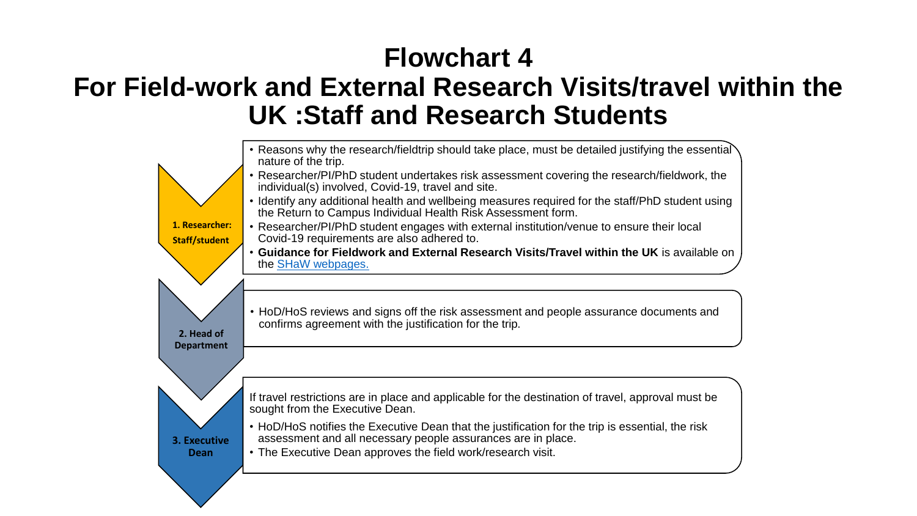# Flowchart 4

# For Field-work and External Research Visits/travel within the UK :Staff and Research Students

**1. Researcher: Staff/student**

- Reasons why the research/fieldtrip should take place, must be detailed justifying the essential nature of the trip.
- Researcher/PI/PhD student undertakes risk assessment covering the research/fieldwork, the individual(s) involved, Covid-19, travel and site.
- Identify any additional health and wellbeing measures required for the staff/PhD student using the Return to Campus Individual Health Risk Assessment form.
- Researcher/PI/PhD student engages with external institution/venue to ensure their local Covid-19 requirements are also adhered to.
- **Guidance for Fieldwork and External Research Visits/Travel within the UK** is available on the [SHaW webpages.]

**2. Head of Department**

- HoD/HoS reviews and signs off the risk assessment and people assurance documents and confirms agreement with the justification for the trip.

**3. Executive Dean**

If travel restrictions are in place and applicable for the destination of travel, approval must be sought from the Executive Dean.

- HoD/HoS notifies the Executive Dean that the justification for the trip is essential, the risk assessment and all necessary people assurances are in place.
- The Executive Dean approves the field work/research visit.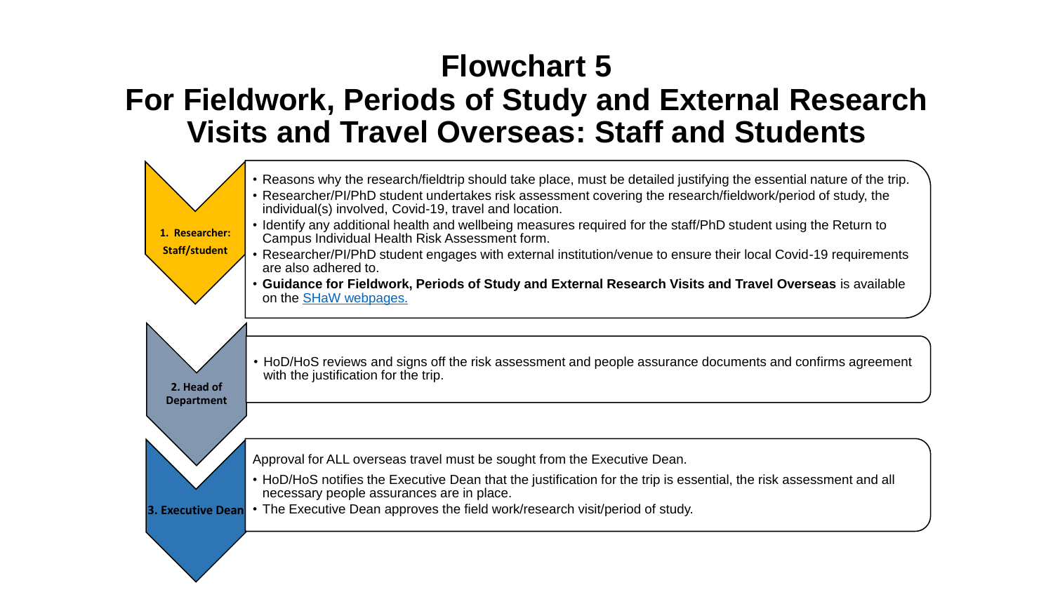# Flowchart 5

# For Fieldwork, Periods of Study and External Research Visits and Travel Overseas: Staff and Students

### 1. Researcher: Staff/student

- Reasons why the research/fieldtrip should take place, must be detailed justifying the essential nature of the trip.
- Researcher/PI/PhD student undertakes risk assessment covering the research/fieldwork/period of study, the individual(s) involved, Covid-19, travel and location.
- Identify any additional health and wellbeing measures required for the staff/PhD student using the Return to Campus Individual Health Risk Assessment form.
- Researcher/PI/PhD student engages with external institution/venue to ensure their local Covid-19 requirements are also adhered to.
- **Guidance for Fieldwork, Periods of Study and External Research Visits and Travel Overseas** is available on the SHaW webpages.

### 2. Head of Department

- HoD/HoS reviews and signs off the risk assessment and people assurance documents and confirms agreement with the justification for the trip.

### 3. Executive Dean

Approval for ALL overseas travel must be sought from the Executive Dean.

- HoD/HoS notifies the Executive Dean that the justification for the trip is essential, the risk assessment and all necessary people assurances are in place.
- The Executive Dean approves the field work/research visit/period of study.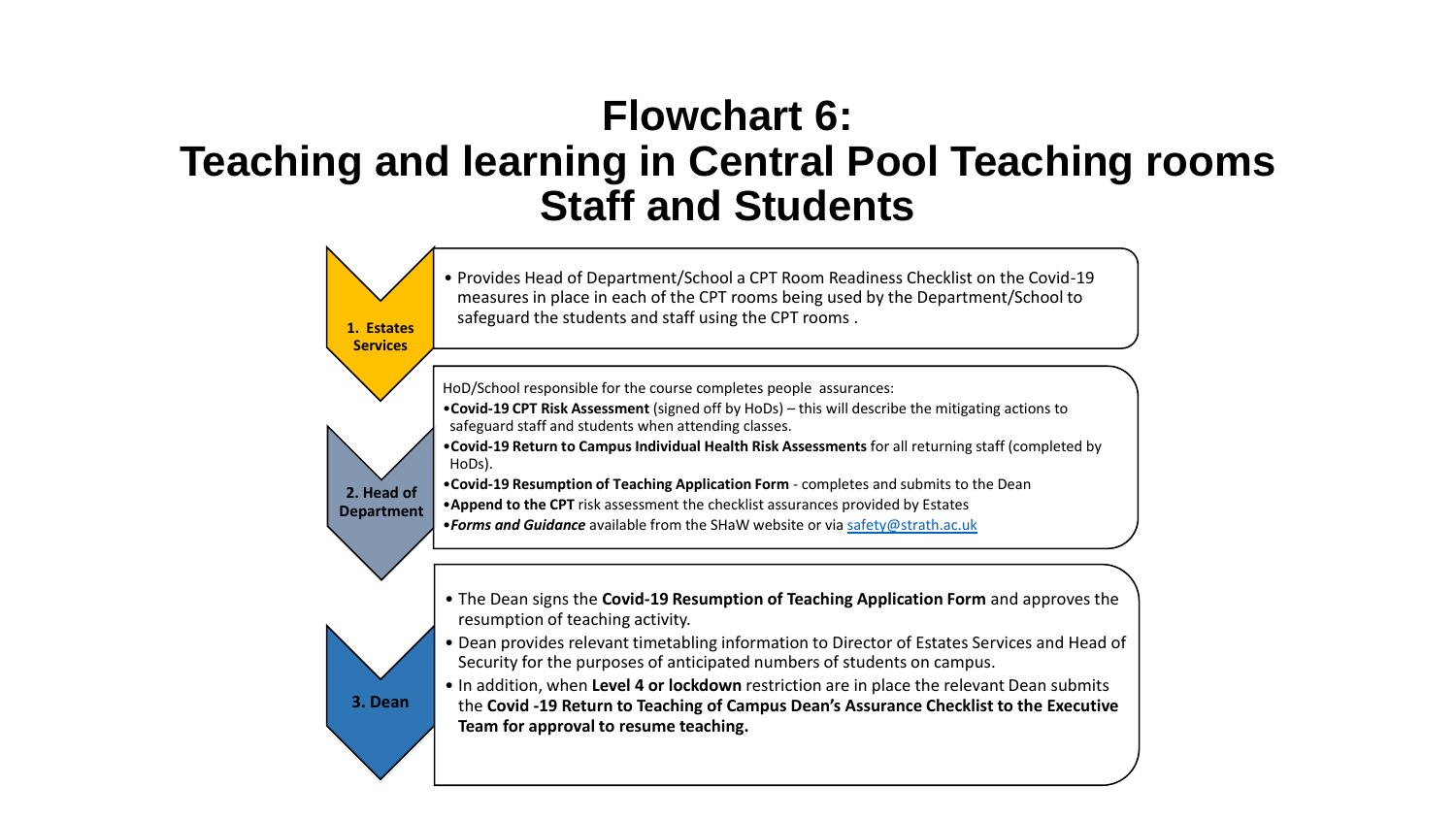# Flowchart 6:
# Teaching and learning in Central Pool Teaching rooms
# Staff and Students

**1. Estates Services**

- Provides Head of Department/School a CPT Room Readiness Checklist on the Covid-19 measures in place in each of the CPT rooms being used by the Department/School to safeguard the students and staff using the CPT rooms .

**2. Head of Department**

HoD/School responsible for the course completes people assurances:

- **Covid-19 CPT Risk Assessment** (signed off by HoDs) – this will describe the mitigating actions to safeguard staff and students when attending classes.
- **Covid-19 Return to Campus Individual Health Risk Assessments** for all returning staff (completed by HoDs).
- **Covid-19 Resumption of Teaching Application Form** - completes and submits to the Dean
- **Append to the CPT** risk assessment the checklist assurances provided by Estates
- ***Forms and Guidance*** available from the SHaW website or via safety@strath.ac.uk

**3. Dean**

- The Dean signs the **Covid-19 Resumption of Teaching Application Form** and approves the resumption of teaching activity.
- Dean provides relevant timetabling information to Director of Estates Services and Head of Security for the purposes of anticipated numbers of students on campus.
- In addition, when **Level 4 or lockdown** restriction are in place the relevant Dean submits the **Covid -19 Return to Teaching of Campus Dean's Assurance Checklist to the Executive Team for approval to resume teaching.**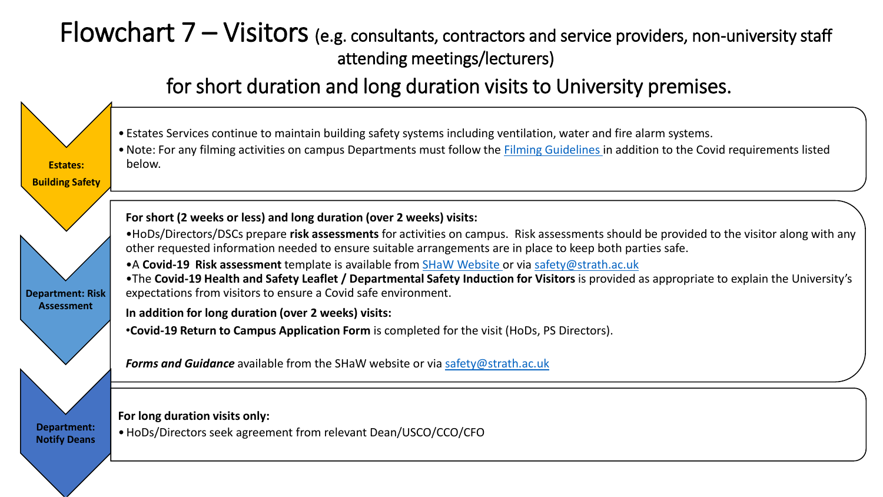# Flowchart 7 – Visitors (e.g. consultants, contractors and service providers, non-university staff attending meetings/lecturers)

## for short duration and long duration visits to University premises.

**Estates: Building Safety**

- Estates Services continue to maintain building safety systems including ventilation, water and fire alarm systems.
- Note: For any filming activities on campus Departments must follow the [Filming Guidelines](Filming Guidelines) in addition to the Covid requirements listed below.

**Department: Risk Assessment**

**For short (2 weeks or less) and long duration (over 2 weeks) visits:**

- HoDs/Directors/DSCs prepare **risk assessments** for activities on campus. Risk assessments should be provided to the visitor along with any other requested information needed to ensure suitable arrangements are in place to keep both parties safe.
- A **Covid-19 Risk assessment** template is available from [SHaW Website](SHaW Website) or via [safety@strath.ac.uk](mailto:safety@strath.ac.uk)
- The **Covid-19 Health and Safety Leaflet / Departmental Safety Induction for Visitors** is provided as appropriate to explain the University's expectations from visitors to ensure a Covid safe environment.

**In addition for long duration (over 2 weeks) visits:**

- **Covid-19 Return to Campus Application Form** is completed for the visit (HoDs, PS Directors).

***Forms and Guidance*** available from the SHaW website or via [safety@strath.ac.uk](mailto:safety@strath.ac.uk)

**Department: Notify Deans**

**For long duration visits only:**

- HoDs/Directors seek agreement from relevant Dean/USCO/CCO/CFO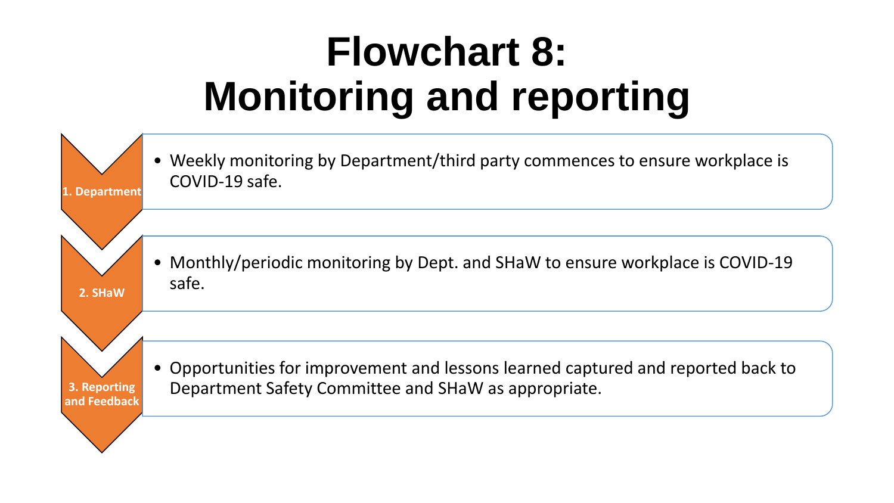# Flowchart 8: Monitoring and reporting

**1. Department**

- Weekly monitoring by Department/third party commences to ensure workplace is COVID-19 safe.

**2. SHaW**

- Monthly/periodic monitoring by Dept. and SHaW to ensure workplace is COVID-19 safe.

**3. Reporting and Feedback**

- Opportunities for improvement and lessons learned captured and reported back to Department Safety Committee and SHaW as appropriate.